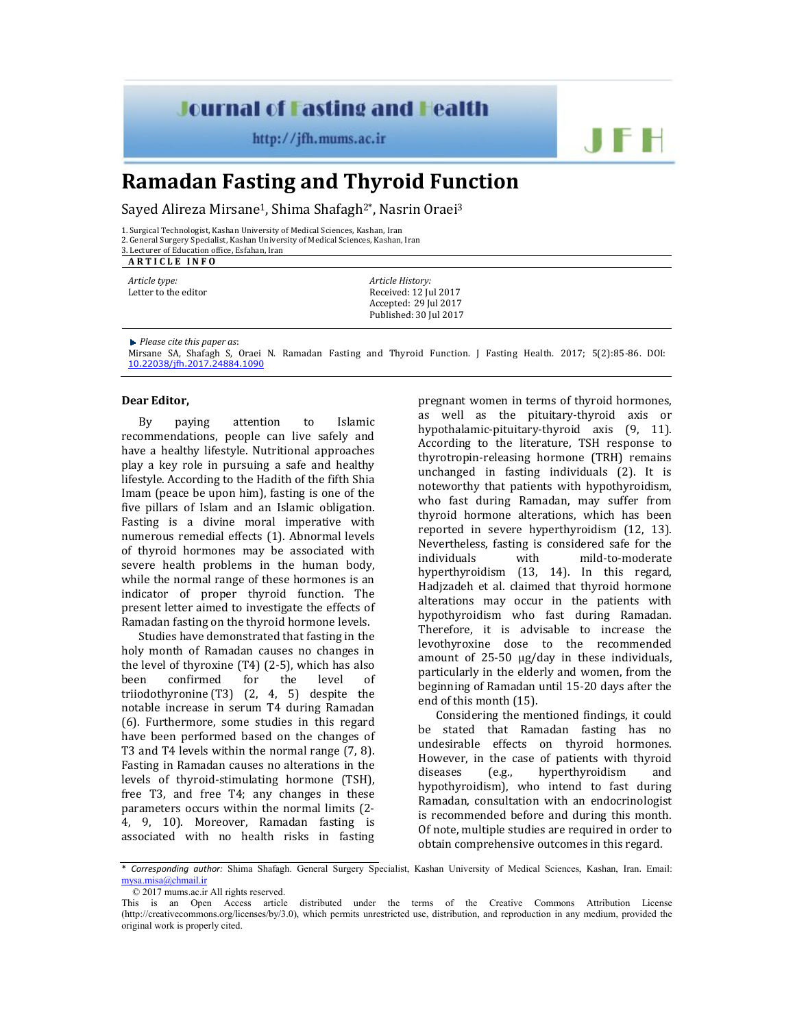# Ramadan Fasting and Thyroid Function

Sayed Alireza Mirsane[1], Shima Shafagh[2*], Nasrin Oraei[3]

1. Surgical Technologist, Kashan University of Medical Sciences, Kashan, Iran
2. General Surgery Specialist, Kashan University of Medical Sciences, Kashan, Iran
3. Lecturer of Education office, Esfahan, Iran

**ARTICLE INFO**

*Article type:*
Letter to the editor

*Article History:*
Received: 12 Jul 2017
Accepted: 29 Jul 2017
Published: 30 Jul 2017

*Please cite this paper as*:
Mirsane SA, Shafagh S, Oraei N. Ramadan Fasting and Thyroid Function. J Fasting Health. 2017; 5(2):85-86. DOI: 10.22038/jfh.2017.24884.1090

**Dear Editor,**

By paying attention to Islamic recommendations, people can live safely and have a healthy lifestyle. Nutritional approaches play a key role in pursuing a safe and healthy lifestyle. According to the Hadith of the fifth Shia Imam (peace be upon him), fasting is one of the five pillars of Islam and an Islamic obligation. Fasting is a divine moral imperative with numerous remedial effects (1). Abnormal levels of thyroid hormones may be associated with severe health problems in the human body, while the normal range of these hormones is an indicator of proper thyroid function. The present letter aimed to investigate the effects of Ramadan fasting on the thyroid hormone levels.

Studies have demonstrated that fasting in the holy month of Ramadan causes no changes in the level of thyroxine (T4) (2-5), which has also been confirmed for the level of triiodothyronine (T3) (2, 4, 5) despite the notable increase in serum T4 during Ramadan (6). Furthermore, some studies in this regard have been performed based on the changes of T3 and T4 levels within the normal range (7, 8). Fasting in Ramadan causes no alterations in the levels of thyroid-stimulating hormone (TSH), free T3, and free T4; any changes in these parameters occurs within the normal limits (2-4, 9, 10). Moreover, Ramadan fasting is associated with no health risks in fasting pregnant women in terms of thyroid hormones, as well as the pituitary-thyroid axis or hypothalamic-pituitary-thyroid axis (9, 11). According to the literature, TSH response to thyrotropin-releasing hormone (TRH) remains unchanged in fasting individuals (2). It is noteworthy that patients with hypothyroidism, who fast during Ramadan, may suffer from thyroid hormone alterations, which has been reported in severe hyperthyroidism (12, 13). Nevertheless, fasting is considered safe for the individuals with mild-to-moderate hyperthyroidism (13, 14). In this regard, Hadjzadeh et al. claimed that thyroid hormone alterations may occur in the patients with hypothyroidism who fast during Ramadan. Therefore, it is advisable to increase the levothyroxine dose to the recommended amount of 25-50 μg/day in these individuals, particularly in the elderly and women, from the beginning of Ramadan until 15-20 days after the end of this month (15).

Considering the mentioned findings, it could be stated that Ramadan fasting has no undesirable effects on thyroid hormones. However, in the case of patients with thyroid diseases (e.g., hyperthyroidism and hypothyroidism), who intend to fast during Ramadan, consultation with an endocrinologist is recommended before and during this month. Of note, multiple studies are required in order to obtain comprehensive outcomes in this regard.

\* *Corresponding author:* Shima Shafagh. General Surgery Specialist, Kashan University of Medical Sciences, Kashan, Iran. Email: mysa.misa@chmail.ir

© 2017 mums.ac.ir All rights reserved.

This is an Open Access article distributed under the terms of the Creative Commons Attribution License (http://creativecommons.org/licenses/by/3.0), which permits unrestricted use, distribution, and reproduction in any medium, provided the original work is properly cited.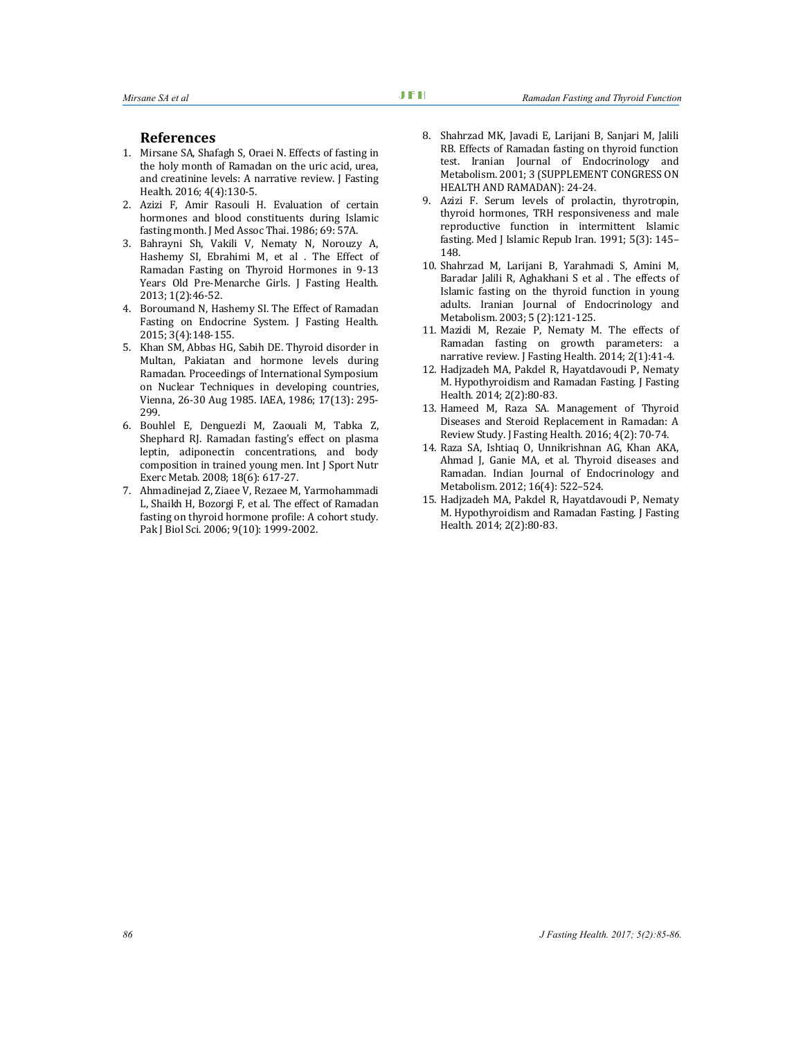## References

1. Mirsane SA, Shafagh S, Oraei N. Effects of fasting in the holy month of Ramadan on the uric acid, urea, and creatinine levels: A narrative review. J Fasting Health. 2016; 4(4):130-5.
2. Azizi F, Amir Rasouli H. Evaluation of certain hormones and blood constituents during Islamic fasting month. J Med Assoc Thai. 1986; 69: 57A.
3. Bahrayni Sh, Vakili V, Nematy N, Norouzy A, Hashemy SI, Ebrahimi M, et al . The Effect of Ramadan Fasting on Thyroid Hormones in 9-13 Years Old Pre-Menarche Girls. J Fasting Health. 2013; 1(2):46-52.
4. Boroumand N, Hashemy SI. The Effect of Ramadan Fasting on Endocrine System. J Fasting Health. 2015; 3(4):148-155.
5. Khan SM, Abbas HG, Sabih DE. Thyroid disorder in Multan, Pakiatan and hormone levels during Ramadan. Proceedings of International Symposium on Nuclear Techniques in developing countries, Vienna, 26-30 Aug 1985. IAEA, 1986; 17(13): 295-299.
6. Bouhlel E, Denguezli M, Zaouali M, Tabka Z, Shephard RJ. Ramadan fasting's effect on plasma leptin, adiponectin concentrations, and body composition in trained young men. Int J Sport Nutr Exerc Metab. 2008; 18(6): 617-27.
7. Ahmadinejad Z, Ziaee V, Rezaee M, Yarmohammadi L, Shaikh H, Bozorgi F, et al. The effect of Ramadan fasting on thyroid hormone profile: A cohort study. Pak J Biol Sci. 2006; 9(10): 1999-2002.
8. Shahrzad MK, Javadi E, Larijani B, Sanjari M, Jalili RB. Effects of Ramadan fasting on thyroid function test. Iranian Journal of Endocrinology and Metabolism. 2001; 3 (SUPPLEMENT CONGRESS ON HEALTH AND RAMADAN): 24-24.
9. Azizi F. Serum levels of prolactin, thyrotropin, thyroid hormones, TRH responsiveness and male reproductive function in intermittent Islamic fasting. Med J Islamic Repub Iran. 1991; 5(3): 145–148.
10. Shahrzad M, Larijani B, Yarahmadi S, Amini M, Baradar Jalili R, Aghakhani S et al . The effects of Islamic fasting on the thyroid function in young adults. Iranian Journal of Endocrinology and Metabolism. 2003; 5 (2):121-125.
11. Mazidi M, Rezaie P, Nematy M. The effects of Ramadan fasting on growth parameters: a narrative review. J Fasting Health. 2014; 2(1):41-4.
12. Hadjzadeh MA, Pakdel R, Hayatdavoudi P, Nematy M. Hypothyroidism and Ramadan Fasting. J Fasting Health. 2014; 2(2):80-83.
13. Hameed M, Raza SA. Management of Thyroid Diseases and Steroid Replacement in Ramadan: A Review Study. J Fasting Health. 2016; 4(2): 70-74.
14. Raza SA, Ishtiaq O, Unnikrishnan AG, Khan AKA, Ahmad J, Ganie MA, et al. Thyroid diseases and Ramadan. Indian Journal of Endocrinology and Metabolism. 2012; 16(4): 522–524.
15. Hadjzadeh MA, Pakdel R, Hayatdavoudi P, Nematy M. Hypothyroidism and Ramadan Fasting. J Fasting Health. 2014; 2(2):80-83.